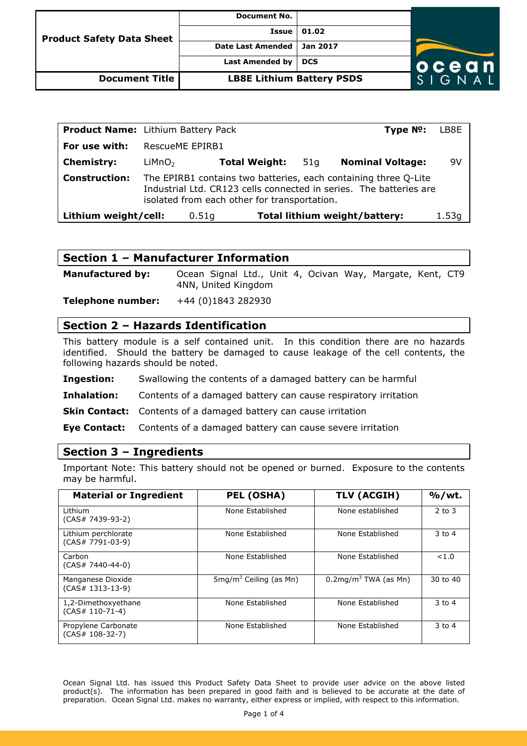| Product Safety Data Sheet | Document No. | |
|---|---|---|
| | Issue | 01.02 |
| | Date Last Amended | Jan 2017 |
| | Last Amended by | DCS |
| **Document Title** | **LB8E Lithium Battery PSDS** | |

| **Product Name:** | Lithium Battery Pack | | | | **Type №:** | LB8E |
|---|---|---|---|---|---|---|
| **For use with:** | RescueME EPIRB1 | | | | | |
| **Chemistry:** | $LiMnO_2$ | **Total Weight:** | 51g | | **Nominal Voltage:** | 9V |
| **Construction:** | The EPIRB1 contains two batteries, each containing three Q-Lite Industrial Ltd. CR123 cells connected in series. The batteries are isolated from each other for transportation. | | | | | |
| **Lithium weight/cell:** | 0.51g | | **Total lithium weight/battery:** | | | 1.53g |

## Section 1 – Manufacturer Information

**Manufactured by:** Ocean Signal Ltd., Unit 4, Ocivan Way, Margate, Kent, CT9 4NN, United Kingdom

**Telephone number:** +44 (0)1843 282930

## Section 2 – Hazards Identification

This battery module is a self contained unit. In this condition there are no hazards identified. Should the battery be damaged to cause leakage of the cell contents, the following hazards should be noted.

**Ingestion:** Swallowing the contents of a damaged battery can be harmful

**Inhalation:** Contents of a damaged battery can cause respiratory irritation

**Skin Contact:** Contents of a damaged battery can cause irritation

**Eye Contact:** Contents of a damaged battery can cause severe irritation

## Section 3 – Ingredients

Important Note: This battery should not be opened or burned. Exposure to the contents may be harmful.

| Material or Ingredient | PEL (OSHA) | TLV (ACGIH) | %/wt. |
|---|---|---|---|
| Lithium (CAS# 7439-93-2) | None Established | None established | 2 to 3 |
| Lithium perchlorate (CAS# 7791-03-9) | None Established | None Established | 3 to 4 |
| Carbon (CAS# 7440-44-0) | None Established | None Established | <1.0 |
| Manganese Dioxide (CAS# 1313-13-9) | 5mg/$m^3$ Ceiling (as Mn) | 0.2mg/$m^3$ TWA (as Mn) | 30 to 40 |
| 1,2-Dimethoxyethane (CAS# 110-71-4) | None Established | None Established | 3 to 4 |
| Propylene Carbonate (CAS# 108-32-7) | None Established | None Established | 3 to 4 |

Ocean Signal Ltd. has issued this Product Safety Data Sheet to provide user advice on the above listed product(s). The information has been prepared in good faith and is believed to be accurate at the date of preparation. Ocean Signal Ltd. makes no warranty, either express or implied, with respect to this information.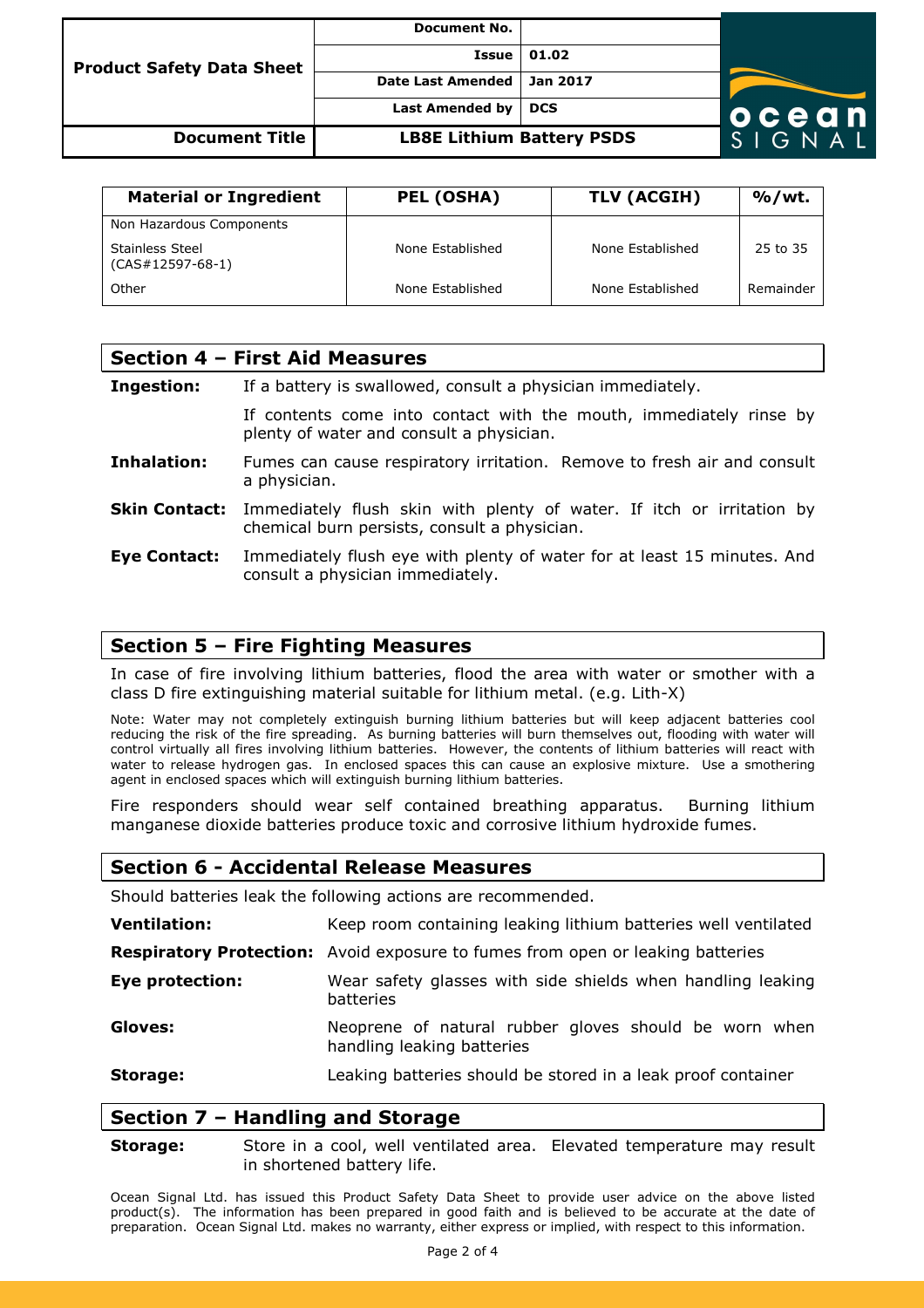| Material or Ingredient | PEL (OSHA) | TLV (ACGIH) | %/wt. |
|---|---|---|---|
| Non Hazardous Components | | | |
| Stainless Steel (CAS#12597-68-1) | None Established | None Established | 25 to 35 |
| Other | None Established | None Established | Remainder |

## Section 4 – First Aid Measures

**Ingestion:** If a battery is swallowed, consult a physician immediately.

If contents come into contact with the mouth, immediately rinse by plenty of water and consult a physician.

**Inhalation:** Fumes can cause respiratory irritation. Remove to fresh air and consult a physician.

**Skin Contact:** Immediately flush skin with plenty of water. If itch or irritation by chemical burn persists, consult a physician.

**Eye Contact:** Immediately flush eye with plenty of water for at least 15 minutes. And consult a physician immediately.

## Section 5 – Fire Fighting Measures

In case of fire involving lithium batteries, flood the area with water or smother with a class D fire extinguishing material suitable for lithium metal. (e.g. Lith-X)

Note: Water may not completely extinguish burning lithium batteries but will keep adjacent batteries cool reducing the risk of the fire spreading. As burning batteries will burn themselves out, flooding with water will control virtually all fires involving lithium batteries. However, the contents of lithium batteries will react with water to release hydrogen gas. In enclosed spaces this can cause an explosive mixture. Use a smothering agent in enclosed spaces which will extinguish burning lithium batteries.

Fire responders should wear self contained breathing apparatus. Burning lithium manganese dioxide batteries produce toxic and corrosive lithium hydroxide fumes.

## Section 6 - Accidental Release Measures

Should batteries leak the following actions are recommended.

**Ventilation:** Keep room containing leaking lithium batteries well ventilated

**Respiratory Protection:** Avoid exposure to fumes from open or leaking batteries

**Eye protection:** Wear safety glasses with side shields when handling leaking batteries

**Gloves:** Neoprene of natural rubber gloves should be worn when handling leaking batteries

**Storage:** Leaking batteries should be stored in a leak proof container

## Section 7 – Handling and Storage

**Storage:** Store in a cool, well ventilated area. Elevated temperature may result in shortened battery life.

Ocean Signal Ltd. has issued this Product Safety Data Sheet to provide user advice on the above listed product(s). The information has been prepared in good faith and is believed to be accurate at the date of preparation. Ocean Signal Ltd. makes no warranty, either express or implied, with respect to this information.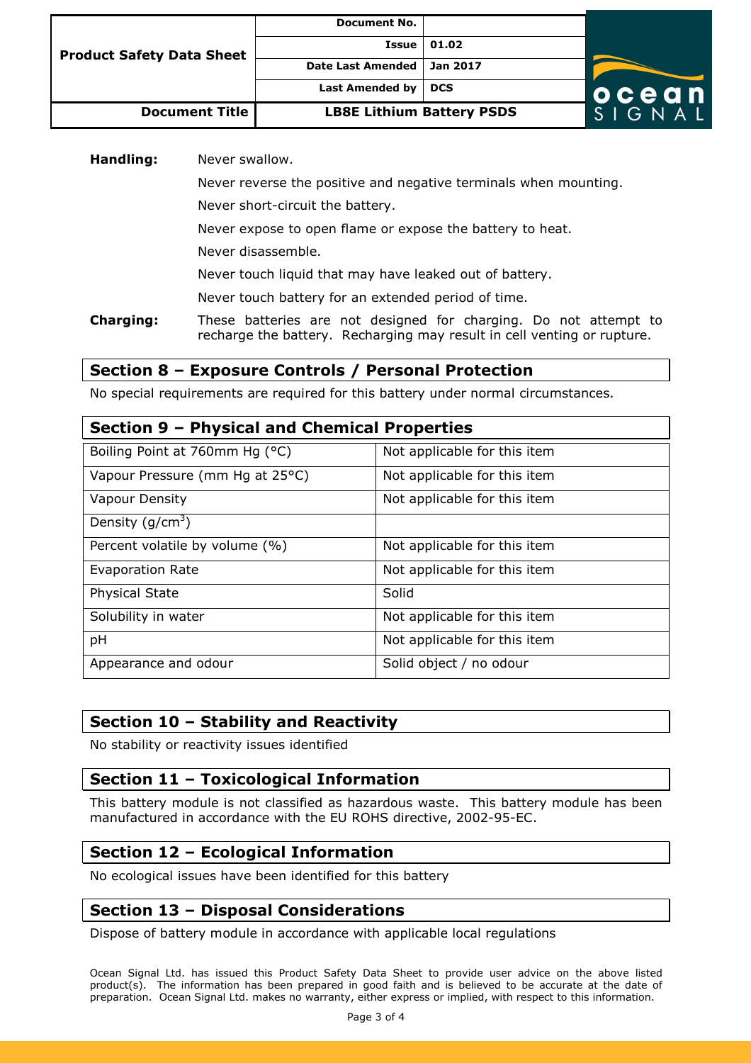**Handling:** Never swallow.

Never reverse the positive and negative terminals when mounting.

Never short-circuit the battery.

Never expose to open flame or expose the battery to heat.

Never disassemble.

Never touch liquid that may have leaked out of battery.

Never touch battery for an extended period of time.

**Charging:** These batteries are not designed for charging. Do not attempt to recharge the battery. Recharging may result in cell venting or rupture.

## Section 8 – Exposure Controls / Personal Protection

No special requirements are required for this battery under normal circumstances.

## Section 9 – Physical and Chemical Properties

| Property | Value |
|---|---|
| Boiling Point at 760mm Hg (°C) | Not applicable for this item |
| Vapour Pressure (mm Hg at 25°C) | Not applicable for this item |
| Vapour Density | Not applicable for this item |
| Density ($g/cm^3$) | |
| Percent volatile by volume (%) | Not applicable for this item |
| Evaporation Rate | Not applicable for this item |
| Physical State | Solid |
| Solubility in water | Not applicable for this item |
| pH | Not applicable for this item |
| Appearance and odour | Solid object / no odour |

## Section 10 – Stability and Reactivity

No stability or reactivity issues identified

## Section 11 – Toxicological Information

This battery module is not classified as hazardous waste. This battery module has been manufactured in accordance with the EU ROHS directive, 2002-95-EC.

## Section 12 – Ecological Information

No ecological issues have been identified for this battery

## Section 13 – Disposal Considerations

Dispose of battery module in accordance with applicable local regulations

Ocean Signal Ltd. has issued this Product Safety Data Sheet to provide user advice on the above listed product(s). The information has been prepared in good faith and is believed to be accurate at the date of preparation. Ocean Signal Ltd. makes no warranty, either express or implied, with respect to this information.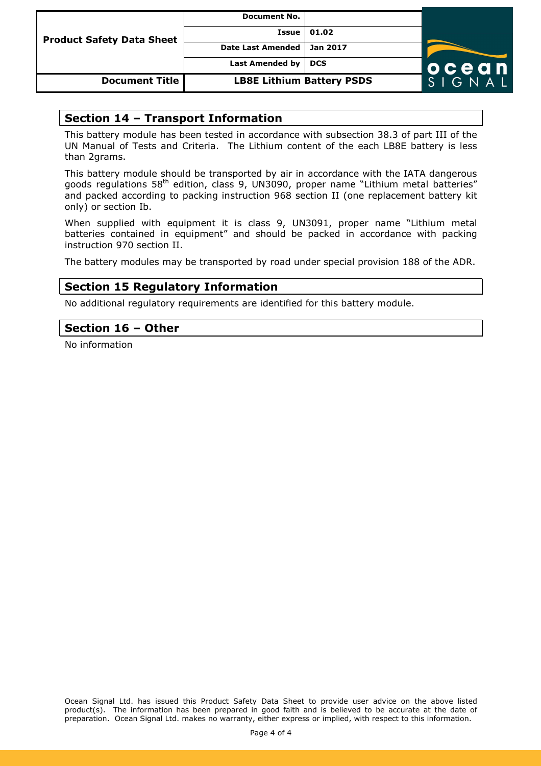## Section 14 – Transport Information

This battery module has been tested in accordance with subsection 38.3 of part III of the UN Manual of Tests and Criteria. The Lithium content of the each LB8E battery is less than 2grams.

This battery module should be transported by air in accordance with the IATA dangerous goods regulations 58th edition, class 9, UN3090, proper name "Lithium metal batteries" and packed according to packing instruction 968 section II (one replacement battery kit only) or section Ib.

When supplied with equipment it is class 9, UN3091, proper name "Lithium metal batteries contained in equipment" and should be packed in accordance with packing instruction 970 section II.

The battery modules may be transported by road under special provision 188 of the ADR.

## Section 15 Regulatory Information

No additional regulatory requirements are identified for this battery module.

## Section 16 – Other

No information